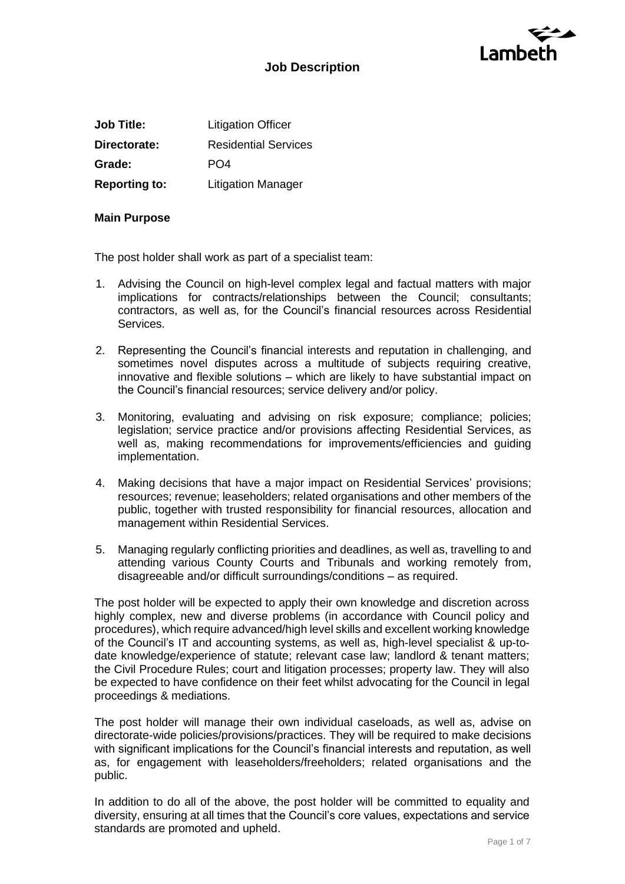# Job Description

| | |
|---|---|
| **Job Title:** | Litigation Officer |
| **Directorate:** | Residential Services |
| **Grade:** | PO4 |
| **Reporting to:** | Litigation Manager |

**Main Purpose**

The post holder shall work as part of a specialist team:

1. Advising the Council on high-level complex legal and factual matters with major implications for contracts/relationships between the Council; consultants; contractors, as well as, for the Council's financial resources across Residential Services.

2. Representing the Council's financial interests and reputation in challenging, and sometimes novel disputes across a multitude of subjects requiring creative, innovative and flexible solutions – which are likely to have substantial impact on the Council's financial resources; service delivery and/or policy.

3. Monitoring, evaluating and advising on risk exposure; compliance; policies; legislation; service practice and/or provisions affecting Residential Services, as well as, making recommendations for improvements/efficiencies and guiding implementation.

4. Making decisions that have a major impact on Residential Services' provisions; resources; revenue; leaseholders; related organisations and other members of the public, together with trusted responsibility for financial resources, allocation and management within Residential Services.

5. Managing regularly conflicting priorities and deadlines, as well as, travelling to and attending various County Courts and Tribunals and working remotely from, disagreeable and/or difficult surroundings/conditions – as required.

The post holder will be expected to apply their own knowledge and discretion across highly complex, new and diverse problems (in accordance with Council policy and procedures), which require advanced/high level skills and excellent working knowledge of the Council's IT and accounting systems, as well as, high-level specialist & up-to-date knowledge/experience of statute; relevant case law; landlord & tenant matters; the Civil Procedure Rules; court and litigation processes; property law. They will also be expected to have confidence on their feet whilst advocating for the Council in legal proceedings & mediations.

The post holder will manage their own individual caseloads, as well as, advise on directorate-wide policies/provisions/practices. They will be required to make decisions with significant implications for the Council's financial interests and reputation, as well as, for engagement with leaseholders/freeholders; related organisations and the public.

In addition to do all of the above, the post holder will be committed to equality and diversity, ensuring at all times that the Council's core values, expectations and service standards are promoted and upheld.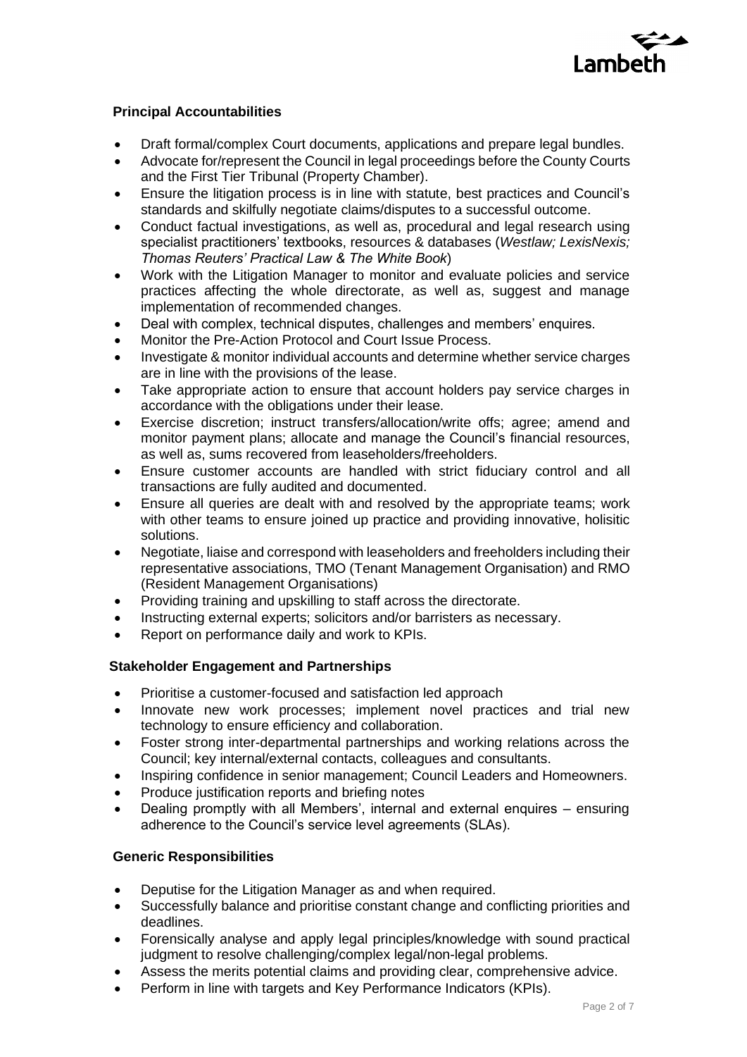## Principal Accountabilities

- Draft formal/complex Court documents, applications and prepare legal bundles.
- Advocate for/represent the Council in legal proceedings before the County Courts and the First Tier Tribunal (Property Chamber).
- Ensure the litigation process is in line with statute, best practices and Council's standards and skilfully negotiate claims/disputes to a successful outcome.
- Conduct factual investigations, as well as, procedural and legal research using specialist practitioners' textbooks, resources & databases (*Westlaw; LexisNexis; Thomas Reuters' Practical Law & The White Book*)
- Work with the Litigation Manager to monitor and evaluate policies and service practices affecting the whole directorate, as well as, suggest and manage implementation of recommended changes.
- Deal with complex, technical disputes, challenges and members' enquires.
- Monitor the Pre-Action Protocol and Court Issue Process.
- Investigate & monitor individual accounts and determine whether service charges are in line with the provisions of the lease.
- Take appropriate action to ensure that account holders pay service charges in accordance with the obligations under their lease.
- Exercise discretion; instruct transfers/allocation/write offs; agree; amend and monitor payment plans; allocate and manage the Council's financial resources, as well as, sums recovered from leaseholders/freeholders.
- Ensure customer accounts are handled with strict fiduciary control and all transactions are fully audited and documented.
- Ensure all queries are dealt with and resolved by the appropriate teams; work with other teams to ensure joined up practice and providing innovative, holisitic solutions.
- Negotiate, liaise and correspond with leaseholders and freeholders including their representative associations, TMO (Tenant Management Organisation) and RMO (Resident Management Organisations)
- Providing training and upskilling to staff across the directorate.
- Instructing external experts; solicitors and/or barristers as necessary.
- Report on performance daily and work to KPIs.

## Stakeholder Engagement and Partnerships

- Prioritise a customer-focused and satisfaction led approach
- Innovate new work processes; implement novel practices and trial new technology to ensure efficiency and collaboration.
- Foster strong inter-departmental partnerships and working relations across the Council; key internal/external contacts, colleagues and consultants.
- Inspiring confidence in senior management; Council Leaders and Homeowners.
- Produce justification reports and briefing notes
- Dealing promptly with all Members', internal and external enquires – ensuring adherence to the Council's service level agreements (SLAs).

## Generic Responsibilities

- Deputise for the Litigation Manager as and when required.
- Successfully balance and prioritise constant change and conflicting priorities and deadlines.
- Forensically analyse and apply legal principles/knowledge with sound practical judgment to resolve challenging/complex legal/non-legal problems.
- Assess the merits potential claims and providing clear, comprehensive advice.
- Perform in line with targets and Key Performance Indicators (KPIs).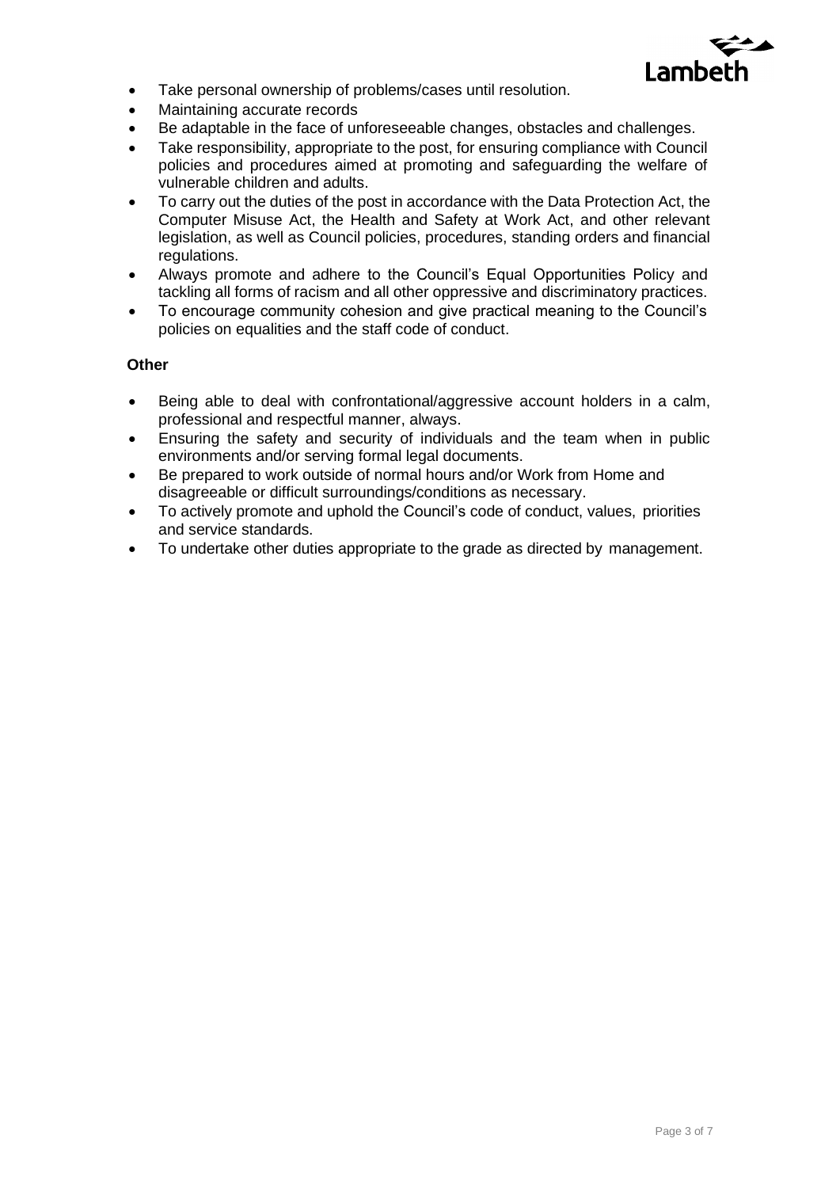- Take personal ownership of problems/cases until resolution.
- Maintaining accurate records
- Be adaptable in the face of unforeseeable changes, obstacles and challenges.
- Take responsibility, appropriate to the post, for ensuring compliance with Council policies and procedures aimed at promoting and safeguarding the welfare of vulnerable children and adults.
- To carry out the duties of the post in accordance with the Data Protection Act, the Computer Misuse Act, the Health and Safety at Work Act, and other relevant legislation, as well as Council policies, procedures, standing orders and financial regulations.
- Always promote and adhere to the Council's Equal Opportunities Policy and tackling all forms of racism and all other oppressive and discriminatory practices.
- To encourage community cohesion and give practical meaning to the Council's policies on equalities and the staff code of conduct.

**Other**

- Being able to deal with confrontational/aggressive account holders in a calm, professional and respectful manner, always.
- Ensuring the safety and security of individuals and the team when in public environments and/or serving formal legal documents.
- Be prepared to work outside of normal hours and/or Work from Home and disagreeable or difficult surroundings/conditions as necessary.
- To actively promote and uphold the Council's code of conduct, values, priorities and service standards.
- To undertake other duties appropriate to the grade as directed by management.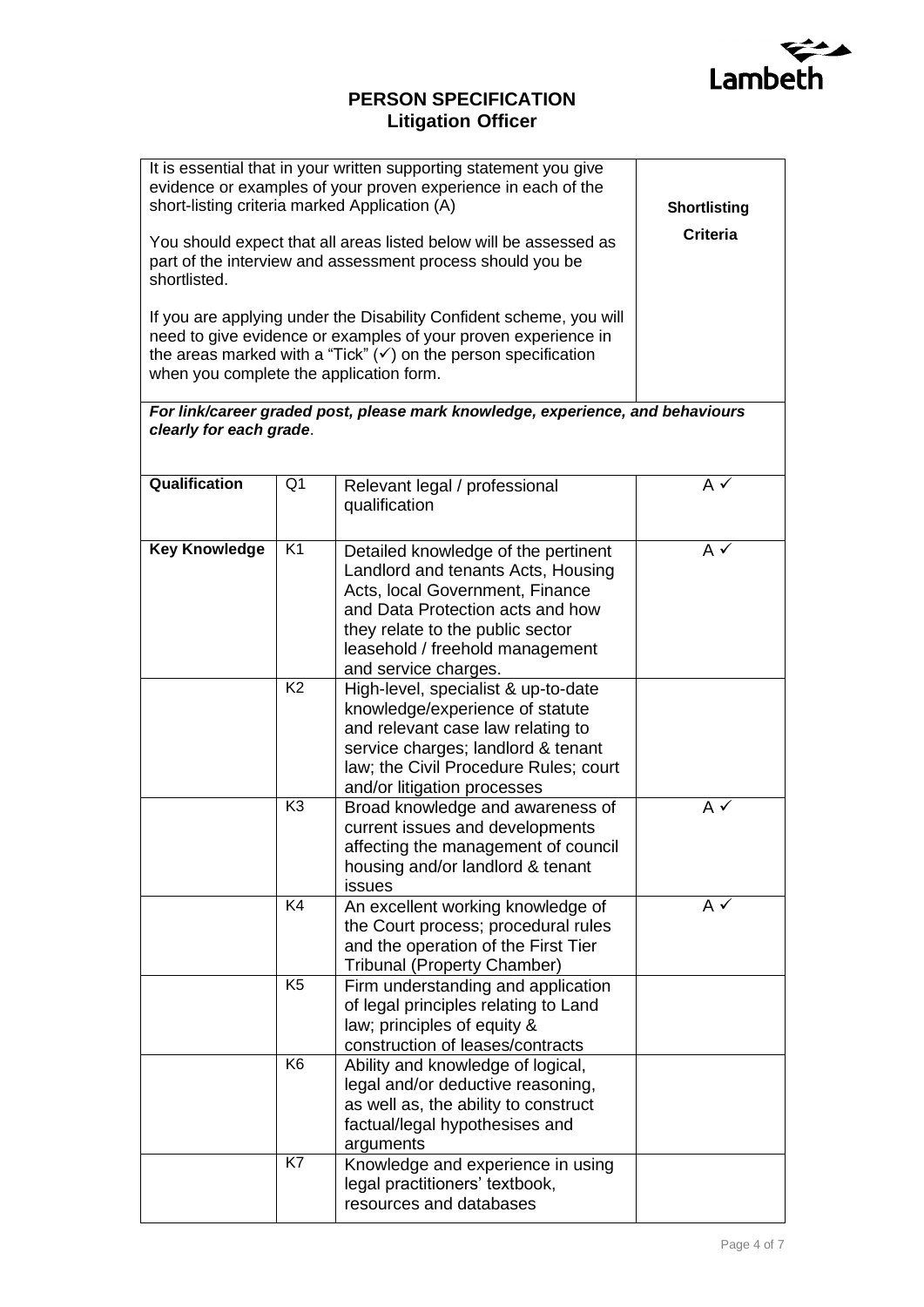# PERSON SPECIFICATION
## Litigation Officer

| It is essential that in your written supporting statement you give evidence or examples of your proven experience in each of the short-listing criteria marked Application (A)<br><br>You should expect that all areas listed below will be assessed as part of the interview and assessment process should you be shortlisted.<br><br>If you are applying under the Disability Confident scheme, you will need to give evidence or examples of your proven experience in the areas marked with a "Tick" (✓) on the person specification when you complete the application form. | **Shortlisting Criteria** |
|---|---|

***For link/career graded post, please mark knowledge, experience, and behaviours clearly for each grade**.*

| | | | |
|---|---|---|---|
| **Qualification** | Q1 | Relevant legal / professional qualification | A ✓ |
| **Key Knowledge** | K1 | Detailed knowledge of the pertinent Landlord and tenants Acts, Housing Acts, local Government, Finance and Data Protection acts and how they relate to the public sector leasehold / freehold management and service charges. | A ✓ |
| | K2 | High-level, specialist & up-to-date knowledge/experience of statute and relevant case law relating to service charges; landlord & tenant law; the Civil Procedure Rules; court and/or litigation processes | |
| | K3 | Broad knowledge and awareness of current issues and developments affecting the management of council housing and/or landlord & tenant issues | A ✓ |
| | K4 | An excellent working knowledge of the Court process; procedural rules and the operation of the First Tier Tribunal (Property Chamber) | A ✓ |
| | K5 | Firm understanding and application of legal principles relating to Land law; principles of equity & construction of leases/contracts | |
| | K6 | Ability and knowledge of logical, legal and/or deductive reasoning, as well as, the ability to construct factual/legal hypothesises and arguments | |
| | K7 | Knowledge and experience in using legal practitioners' textbook, resources and databases | |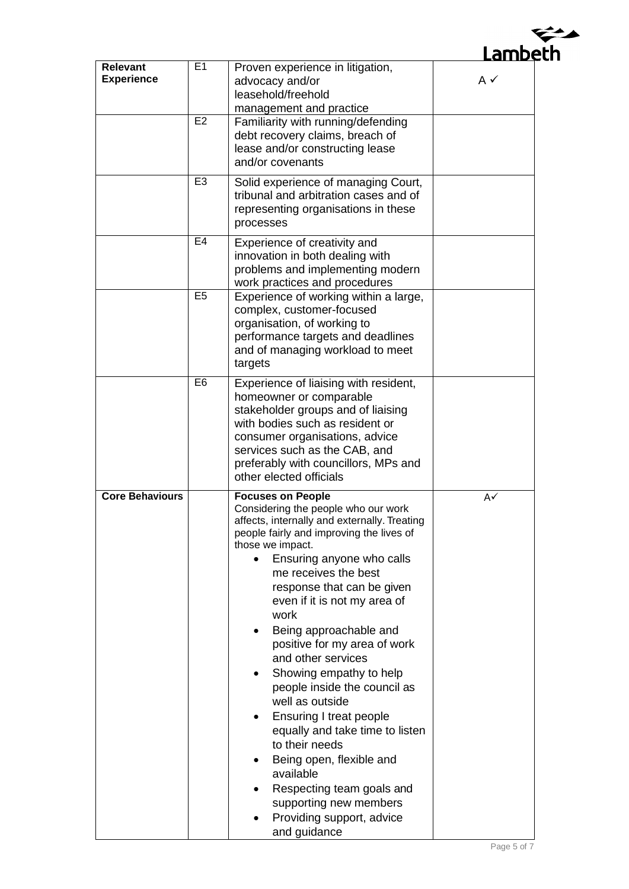| | | | |
|---|---|---|---|
| **Relevant Experience** | E1 | Proven experience in litigation, advocacy and/or leasehold/freehold management and practice | A ✓ |
| | E2 | Familiarity with running/defending debt recovery claims, breach of lease and/or constructing lease and/or covenants | |
| | E3 | Solid experience of managing Court, tribunal and arbitration cases and of representing organisations in these processes | |
| | E4 | Experience of creativity and innovation in both dealing with problems and implementing modern work practices and procedures | |
| | E5 | Experience of working within a large, complex, customer-focused organisation, of working to performance targets and deadlines and of managing workload to meet targets | |
| | E6 | Experience of liaising with resident, homeowner or comparable stakeholder groups and of liaising with bodies such as resident or consumer organisations, advice services such as the CAB, and preferably with councillors, MPs and other elected officials | |
| **Core Behaviours** | | **Focuses on People**<br>Considering the people who our work affects, internally and externally. Treating people fairly and improving the lives of those we impact.<br>• Ensuring anyone who calls me receives the best response that can be given even if it is not my area of work<br>• Being approachable and positive for my area of work and other services<br>• Showing empathy to help people inside the council as well as outside<br>• Ensuring I treat people equally and take time to listen to their needs<br>• Being open, flexible and available<br>• Respecting team goals and supporting new members<br>• Providing support, advice and guidance | A✓ |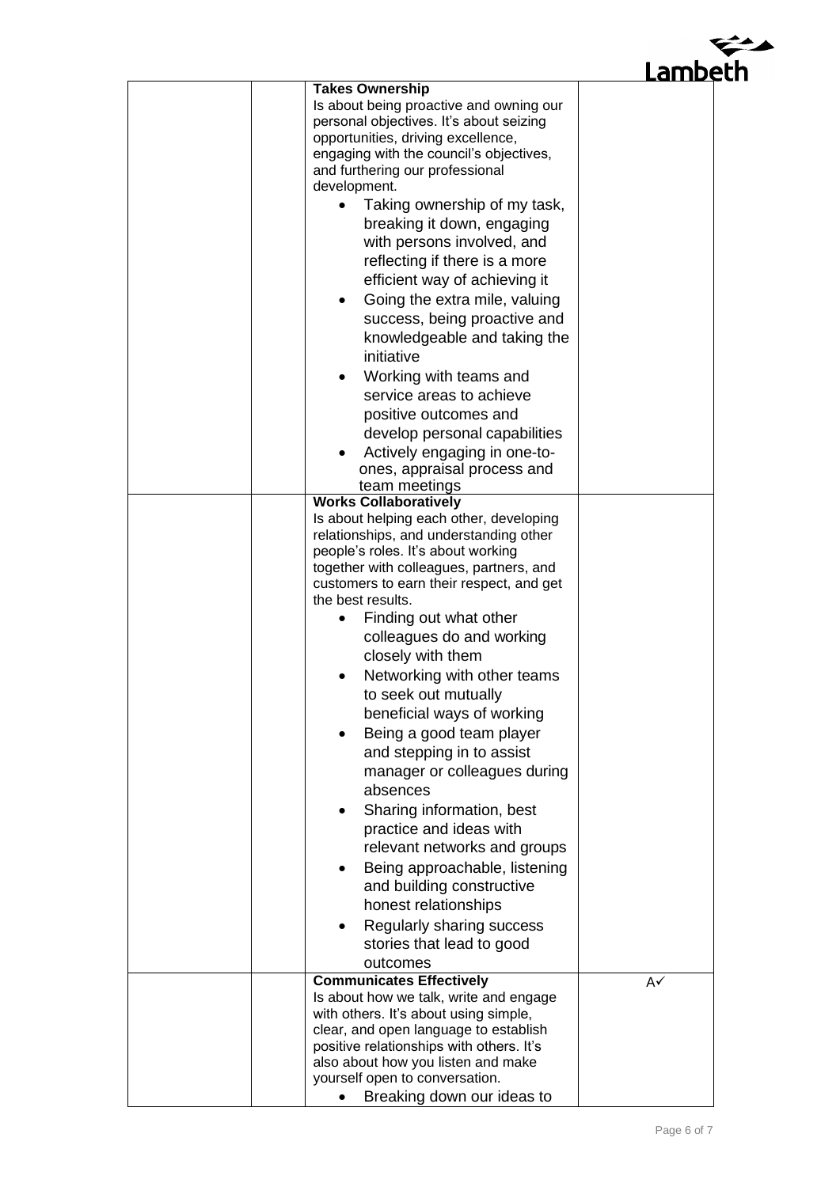| | | | |
|---|---|---|---|
| | | **Takes Ownership**<br>Is about being proactive and owning our personal objectives. It's about seizing opportunities, driving excellence, engaging with the council's objectives, and furthering our professional development.<br>• Taking ownership of my task, breaking it down, engaging with persons involved, and reflecting if there is a more efficient way of achieving it<br>• Going the extra mile, valuing success, being proactive and knowledgeable and taking the initiative<br>• Working with teams and service areas to achieve positive outcomes and develop personal capabilities<br>• Actively engaging in one-to-ones, appraisal process and team meetings | |
| | | **Works Collaboratively**<br>Is about helping each other, developing relationships, and understanding other people's roles. It's about working together with colleagues, partners, and customers to earn their respect, and get the best results.<br>• Finding out what other colleagues do and working closely with them<br>• Networking with other teams to seek out mutually beneficial ways of working<br>• Being a good team player and stepping in to assist manager or colleagues during absences<br>• Sharing information, best practice and ideas with relevant networks and groups<br>• Being approachable, listening and building constructive honest relationships<br>• Regularly sharing success stories that lead to good outcomes | |
| | | **Communicates Effectively**<br>Is about how we talk, write and engage with others. It's about using simple, clear, and open language to establish positive relationships with others. It's also about how you listen and make yourself open to conversation.<br>• Breaking down our ideas to | A✓ |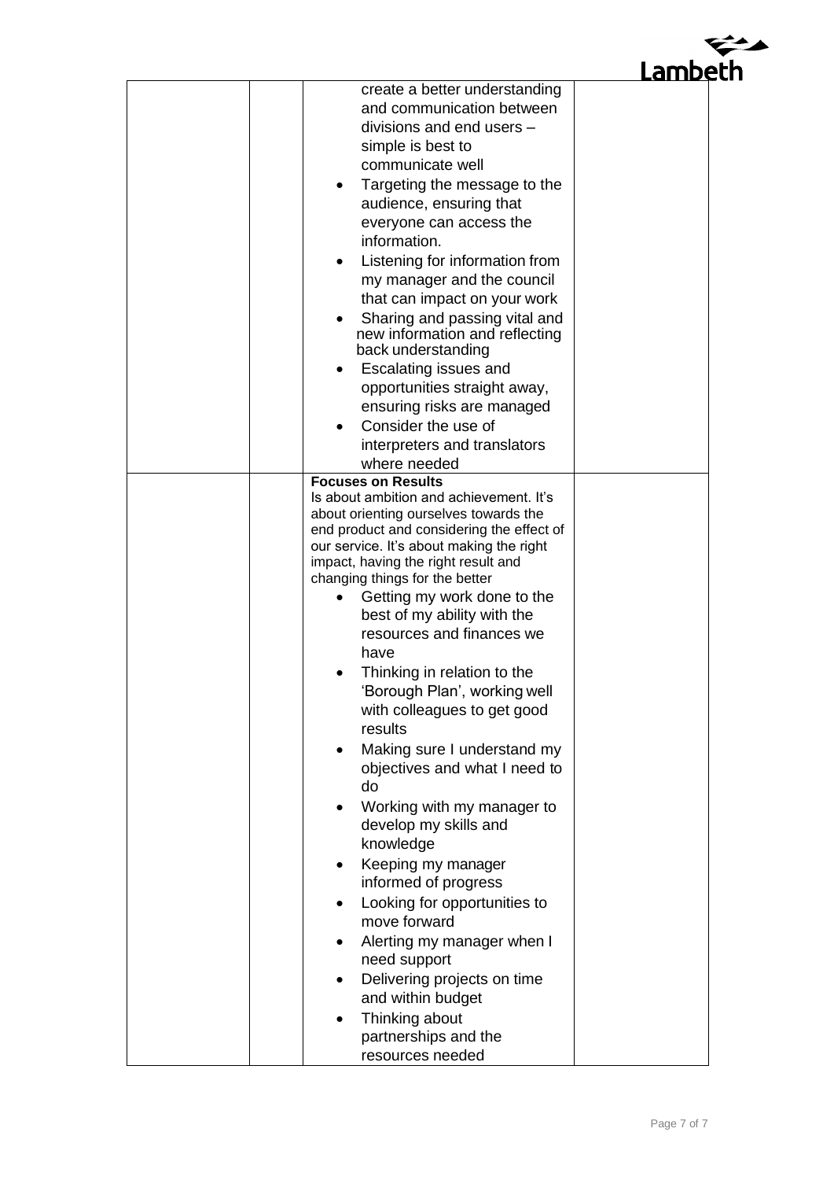| | | | |
|---|---|---|---|
| | | create a better understanding and communication between divisions and end users – simple is best to communicate well<br>• Targeting the message to the audience, ensuring that everyone can access the information.<br>• Listening for information from my manager and the council that can impact on your work<br>• Sharing and passing vital and new information and reflecting back understanding<br>• Escalating issues and opportunities straight away, ensuring risks are managed<br>• Consider the use of interpreters and translators where needed | |
| | | **Focuses on Results**<br>Is about ambition and achievement. It's about orienting ourselves towards the end product and considering the effect of our service. It's about making the right impact, having the right result and changing things for the better<br>• Getting my work done to the best of my ability with the resources and finances we have<br>• Thinking in relation to the 'Borough Plan', working well with colleagues to get good results<br>• Making sure I understand my objectives and what I need to do<br>• Working with my manager to develop my skills and knowledge<br>• Keeping my manager informed of progress<br>• Looking for opportunities to move forward<br>• Alerting my manager when I need support<br>• Delivering projects on time and within budget<br>• Thinking about partnerships and the resources needed | |